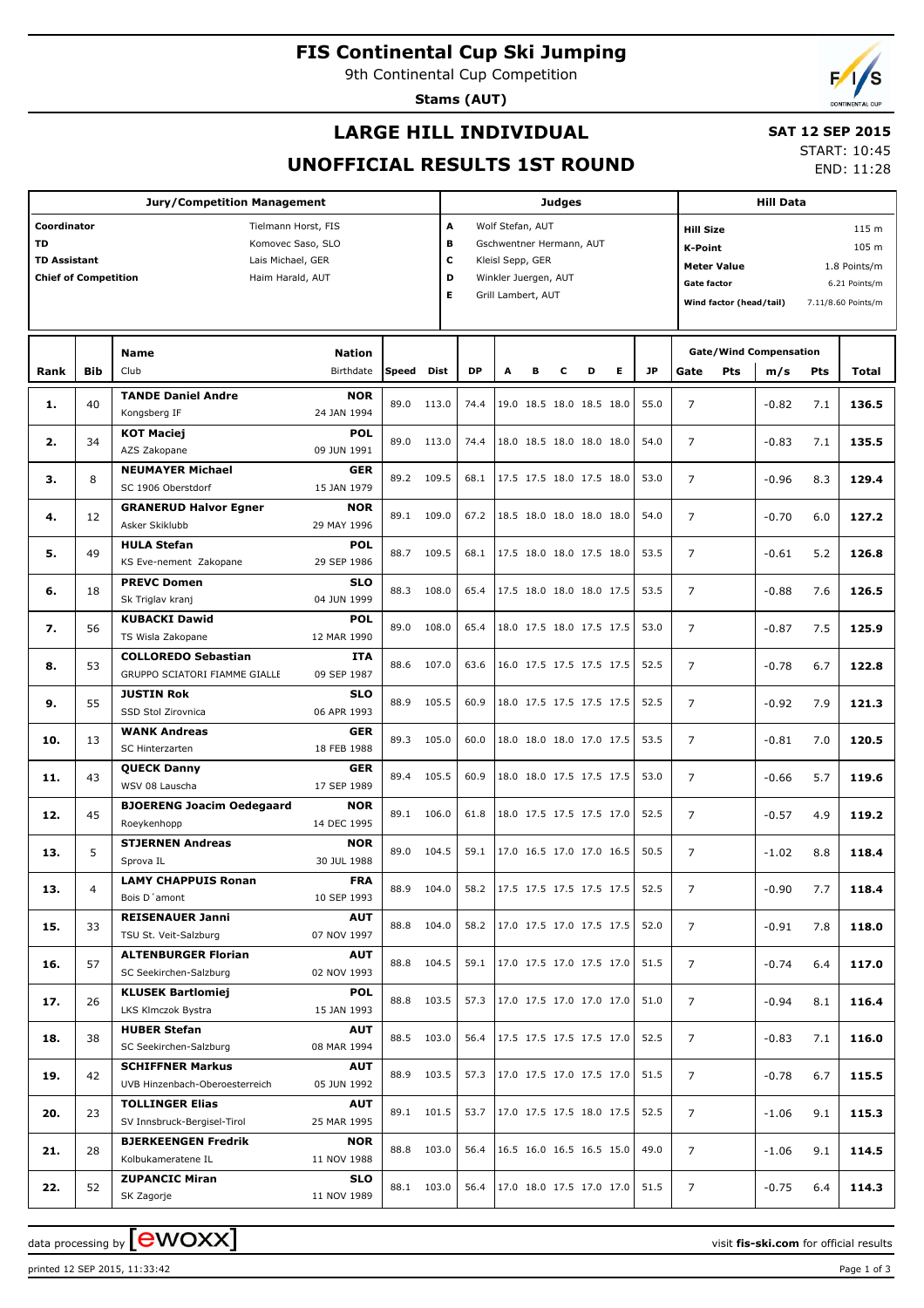# FIS Continental Cup Ski Jumping

9th Continental Cup Competition

**Stams (AUT)**

## LARGE HILL INDIVIDUAL

**SAT 12 SEP 2015**

START: 10:45
END: 11:28

## UNOFFICIAL RESULTS 1ST ROUND

**Jury/Competition Management**

| | |
|---|---|
| Coordinator | Tielmann Horst, FIS |
| TD | Komovec Saso, SLO |
| TD Assistant | Lais Michael, GER |
| Chief of Competition | Haim Harald, AUT |

**Judges**

| | |
|---|---|
| A | Wolf Stefan, AUT |
| B | Gschwentner Hermann, AUT |
| C | Kleisl Sepp, GER |
| D | Winkler Juergen, AUT |
| E | Grill Lambert, AUT |

**Hill Data**

| | |
|---|---|
| Hill Size | 115 m |
| K-Point | 105 m |
| Meter Value | 1.8 Points/m |
| Gate factor | 6.21 Points/m |
| Wind factor (head/tail) | 7.11/8.60 Points/m |

| Rank | Bib | Name / Club | Nation / Birthdate | Speed | Dist | DP | A | B | C | D | E | JP | Gate | Gate Pts | Wind m/s | Wind Pts | Total |
|---|---|---|---|---|---|---|---|---|---|---|---|---|---|---|---|---|---|
| 1. | 40 | **TANDE Daniel Andre** Kongsberg IF | **NOR** 24 JAN 1994 | 89.0 | 113.0 | 74.4 | 19.0 | 18.5 | 18.0 | 18.5 | 18.0 | 55.0 | 7 | | -0.82 | 7.1 | **136.5** |
| 2. | 34 | **KOT Maciej** AZS Zakopane | **POL** 09 JUN 1991 | 89.0 | 113.0 | 74.4 | 18.0 | 18.5 | 18.0 | 18.0 | 18.0 | 54.0 | 7 | | -0.83 | 7.1 | **135.5** |
| 3. | 8 | **NEUMAYER Michael** SC 1906 Oberstdorf | **GER** 15 JAN 1979 | 89.2 | 109.5 | 68.1 | 17.5 | 17.5 | 18.0 | 17.5 | 18.0 | 53.0 | 7 | | -0.96 | 8.3 | **129.4** |
| 4. | 12 | **GRANERUD Halvor Egner** Asker Skiklubb | **NOR** 29 MAY 1996 | 89.1 | 109.0 | 67.2 | 18.5 | 18.0 | 18.0 | 18.0 | 18.0 | 54.0 | 7 | | -0.70 | 6.0 | **127.2** |
| 5. | 49 | **HULA Stefan** KS Eve-nement Zakopane | **POL** 29 SEP 1986 | 88.7 | 109.5 | 68.1 | 17.5 | 18.0 | 18.0 | 17.5 | 18.0 | 53.5 | 7 | | -0.61 | 5.2 | **126.8** |
| 6. | 18 | **PREVC Domen** Sk Triglav kranj | **SLO** 04 JUN 1999 | 88.3 | 108.0 | 65.4 | 17.5 | 18.0 | 18.0 | 18.0 | 17.5 | 53.5 | 7 | | -0.88 | 7.6 | **126.5** |
| 7. | 56 | **KUBACKI Dawid** TS Wisla Zakopane | **POL** 12 MAR 1990 | 89.0 | 108.0 | 65.4 | 18.0 | 17.5 | 18.0 | 17.5 | 17.5 | 53.0 | 7 | | -0.87 | 7.5 | **125.9** |
| 8. | 53 | **COLLOREDO Sebastian** GRUPPO SCIATORI FIAMME GIALLE | **ITA** 09 SEP 1987 | 88.6 | 107.0 | 63.6 | 16.0 | 17.5 | 17.5 | 17.5 | 17.5 | 52.5 | 7 | | -0.78 | 6.7 | **122.8** |
| 9. | 55 | **JUSTIN Rok** SSD Stol Zirovnica | **SLO** 06 APR 1993 | 88.9 | 105.5 | 60.9 | 18.0 | 17.5 | 17.5 | 17.5 | 17.5 | 52.5 | 7 | | -0.92 | 7.9 | **121.3** |
| 10. | 13 | **WANK Andreas** SC Hinterzarten | **GER** 18 FEB 1988 | 89.3 | 105.0 | 60.0 | 18.0 | 18.0 | 18.0 | 17.0 | 17.5 | 53.5 | 7 | | -0.81 | 7.0 | **120.5** |
| 11. | 43 | **QUECK Danny** WSV 08 Lauscha | **GER** 17 SEP 1989 | 89.4 | 105.5 | 60.9 | 18.0 | 18.0 | 17.5 | 17.5 | 17.5 | 53.0 | 7 | | -0.66 | 5.7 | **119.6** |
| 12. | 45 | **BJOERENG Joacim Oedegaard** Roeykenhopp | **NOR** 14 DEC 1995 | 89.1 | 106.0 | 61.8 | 18.0 | 17.5 | 17.5 | 17.5 | 17.0 | 52.5 | 7 | | -0.57 | 4.9 | **119.2** |
| 13. | 5 | **STJERNEN Andreas** Sprova IL | **NOR** 30 JUL 1988 | 89.0 | 104.5 | 59.1 | 17.0 | 16.5 | 17.0 | 17.0 | 16.5 | 50.5 | 7 | | -1.02 | 8.8 | **118.4** |
| 13. | 4 | **LAMY CHAPPUIS Ronan** Bois D´amont | **FRA** 10 SEP 1993 | 88.9 | 104.0 | 58.2 | 17.5 | 17.5 | 17.5 | 17.5 | 17.5 | 52.5 | 7 | | -0.90 | 7.7 | **118.4** |
| 15. | 33 | **REISENAUER Janni** TSU St. Veit-Salzburg | **AUT** 07 NOV 1997 | 88.8 | 104.0 | 58.2 | 17.0 | 17.5 | 17.0 | 17.5 | 17.5 | 52.0 | 7 | | -0.91 | 7.8 | **118.0** |
| 16. | 57 | **ALTENBURGER Florian** SC Seekirchen-Salzburg | **AUT** 02 NOV 1993 | 88.8 | 104.5 | 59.1 | 17.0 | 17.5 | 17.0 | 17.5 | 17.0 | 51.5 | 7 | | -0.74 | 6.4 | **117.0** |
| 17. | 26 | **KLUSEK Bartlomiej** LKS Klmczok Bystra | **POL** 15 JAN 1993 | 88.8 | 103.5 | 57.3 | 17.0 | 17.5 | 17.0 | 17.0 | 17.0 | 51.0 | 7 | | -0.94 | 8.1 | **116.4** |
| 18. | 38 | **HUBER Stefan** SC Seekirchen-Salzburg | **AUT** 08 MAR 1994 | 88.5 | 103.0 | 56.4 | 17.5 | 17.5 | 17.5 | 17.5 | 17.0 | 52.5 | 7 | | -0.83 | 7.1 | **116.0** |
| 19. | 42 | **SCHIFFNER Markus** UVB Hinzenbach-Oberoesterreich | **AUT** 05 JUN 1992 | 88.9 | 103.5 | 57.3 | 17.0 | 17.5 | 17.0 | 17.5 | 17.0 | 51.5 | 7 | | -0.78 | 6.7 | **115.5** |
| 20. | 23 | **TOLLINGER Elias** SV Innsbruck-Bergisel-Tirol | **AUT** 25 MAR 1995 | 89.1 | 101.5 | 53.7 | 17.0 | 17.5 | 17.5 | 18.0 | 17.5 | 52.5 | 7 | | -1.06 | 9.1 | **115.3** |
| 21. | 28 | **BJERKEENGEN Fredrik** Kolbukameratene IL | **NOR** 11 NOV 1988 | 88.8 | 103.0 | 56.4 | 16.5 | 16.0 | 16.5 | 16.5 | 15.0 | 49.0 | 7 | | -1.06 | 9.1 | **114.5** |
| 22. | 52 | **ZUPANCIC Miran** SK Zagorje | **SLO** 11 NOV 1989 | 88.1 | 103.0 | 56.4 | 17.0 | 18.0 | 17.5 | 17.0 | 17.0 | 51.5 | 7 | | -0.75 | 6.4 | **114.3** |

data processing by ewoxx — visit **fis-ski.com** for official results

printed 12 SEP 2015, 11:33:42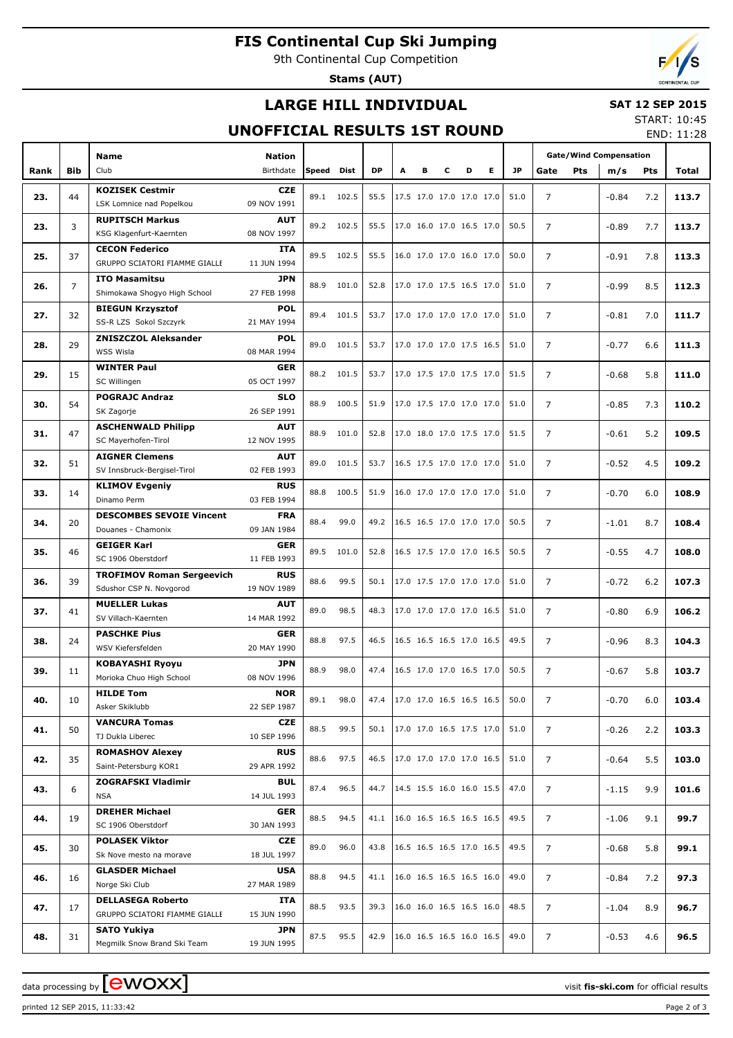# FIS Continental Cup Ski Jumping

9th Continental Cup Competition

**Stams (AUT)**

## LARGE HILL INDIVIDUAL

**SAT 12 SEP 2015**

## UNOFFICIAL RESULTS 1ST ROUND

START: 10:45
END: 11:28

| Rank | Bib | Name / Club | Nation / Birthdate | Speed | Dist | DP | A | B | C | D | E | JP | Gate | Pts | m/s | Pts | Total |
|---|---|---|---|---|---|---|---|---|---|---|---|---|---|---|---|---|---|
| | | | | | | | | | | | | | Gate/Wind Compensation | | | | |
| 23. | 44 | **KOZISEK Cestmir** LSK Lomnice nad Popelkou | **CZE** 09 NOV 1991 | 89.1 | 102.5 | 55.5 | 17.5 | 17.0 | 17.0 | 17.0 | 17.0 | 51.0 | 7 | | -0.84 | 7.2 | **113.7** |
| 23. | 3 | **RUPITSCH Markus** KSG Klagenfurt-Kaernten | **AUT** 08 NOV 1997 | 89.2 | 102.5 | 55.5 | 17.0 | 16.0 | 17.0 | 16.5 | 17.0 | 50.5 | 7 | | -0.89 | 7.7 | **113.7** |
| 25. | 37 | **CECON Federico** GRUPPO SCIATORI FIAMME GIALLE | **ITA** 11 JUN 1994 | 89.5 | 102.5 | 55.5 | 16.0 | 17.0 | 17.0 | 16.0 | 17.0 | 50.0 | 7 | | -0.91 | 7.8 | **113.3** |
| 26. | 7 | **ITO Masamitsu** Shimokawa Shogyo High School | **JPN** 27 FEB 1998 | 88.9 | 101.0 | 52.8 | 17.0 | 17.0 | 17.5 | 16.5 | 17.0 | 51.0 | 7 | | -0.99 | 8.5 | **112.3** |
| 27. | 32 | **BIEGUN Krzysztof** SS-R LZS Sokol Szczyrk | **POL** 21 MAY 1994 | 89.4 | 101.5 | 53.7 | 17.0 | 17.0 | 17.0 | 17.0 | 17.0 | 51.0 | 7 | | -0.81 | 7.0 | **111.7** |
| 28. | 29 | **ZNISZCZOL Aleksander** WSS Wisla | **POL** 08 MAR 1994 | 89.0 | 101.5 | 53.7 | 17.0 | 17.0 | 17.0 | 17.5 | 16.5 | 51.0 | 7 | | -0.77 | 6.6 | **111.3** |
| 29. | 15 | **WINTER Paul** SC Willingen | **GER** 05 OCT 1997 | 88.2 | 101.5 | 53.7 | 17.0 | 17.5 | 17.0 | 17.5 | 17.0 | 51.5 | 7 | | -0.68 | 5.8 | **111.0** |
| 30. | 54 | **POGRAJC Andraz** SK Zagorje | **SLO** 26 SEP 1991 | 88.9 | 100.5 | 51.9 | 17.0 | 17.5 | 17.0 | 17.0 | 17.0 | 51.0 | 7 | | -0.85 | 7.3 | **110.2** |
| 31. | 47 | **ASCHENWALD Philipp** SC Mayerhofen-Tirol | **AUT** 12 NOV 1995 | 88.9 | 101.0 | 52.8 | 17.0 | 18.0 | 17.0 | 17.5 | 17.0 | 51.5 | 7 | | -0.61 | 5.2 | **109.5** |
| 32. | 51 | **AIGNER Clemens** SV Innsbruck-Bergisel-Tirol | **AUT** 02 FEB 1993 | 89.0 | 101.5 | 53.7 | 16.5 | 17.5 | 17.0 | 17.0 | 17.0 | 51.0 | 7 | | -0.52 | 4.5 | **109.2** |
| 33. | 14 | **KLIMOV Evgeniy** Dinamo Perm | **RUS** 03 FEB 1994 | 88.8 | 100.5 | 51.9 | 16.0 | 17.0 | 17.0 | 17.0 | 17.0 | 51.0 | 7 | | -0.70 | 6.0 | **108.9** |
| 34. | 20 | **DESCOMBES SEVOIE Vincent** Douanes - Chamonix | **FRA** 09 JAN 1984 | 88.4 | 99.0 | 49.2 | 16.5 | 16.5 | 17.0 | 17.0 | 17.0 | 50.5 | 7 | | -1.01 | 8.7 | **108.4** |
| 35. | 46 | **GEIGER Karl** SC 1906 Oberstdorf | **GER** 11 FEB 1993 | 89.5 | 101.0 | 52.8 | 16.5 | 17.5 | 17.0 | 17.0 | 16.5 | 50.5 | 7 | | -0.55 | 4.7 | **108.0** |
| 36. | 39 | **TROFIMOV Roman Sergeevich** Sdushor CSP N. Novgorod | **RUS** 19 NOV 1989 | 88.6 | 99.5 | 50.1 | 17.0 | 17.5 | 17.0 | 17.0 | 17.0 | 51.0 | 7 | | -0.72 | 6.2 | **107.3** |
| 37. | 41 | **MUELLER Lukas** SV Villach-Kaernten | **AUT** 14 MAR 1992 | 89.0 | 98.5 | 48.3 | 17.0 | 17.0 | 17.0 | 17.0 | 16.5 | 51.0 | 7 | | -0.80 | 6.9 | **106.2** |
| 38. | 24 | **PASCHKE Pius** WSV Kiefersfelden | **GER** 20 MAY 1990 | 88.8 | 97.5 | 46.5 | 16.5 | 16.5 | 16.5 | 17.0 | 16.5 | 49.5 | 7 | | -0.96 | 8.3 | **104.3** |
| 39. | 11 | **KOBAYASHI Ryoyu** Morioka Chuo High School | **JPN** 08 NOV 1996 | 88.9 | 98.0 | 47.4 | 16.5 | 17.0 | 17.0 | 16.5 | 17.0 | 50.5 | 7 | | -0.67 | 5.8 | **103.7** |
| 40. | 10 | **HILDE Tom** Asker Skiklubb | **NOR** 22 SEP 1987 | 89.1 | 98.0 | 47.4 | 17.0 | 17.0 | 16.5 | 16.5 | 16.5 | 50.0 | 7 | | -0.70 | 6.0 | **103.4** |
| 41. | 50 | **VANCURA Tomas** TJ Dukla Liberec | **CZE** 10 SEP 1996 | 88.5 | 99.5 | 50.1 | 17.0 | 17.0 | 16.5 | 17.5 | 17.0 | 51.0 | 7 | | -0.26 | 2.2 | **103.3** |
| 42. | 35 | **ROMASHOV Alexey** Saint-Petersburg KOR1 | **RUS** 29 APR 1992 | 88.6 | 97.5 | 46.5 | 17.0 | 17.0 | 17.0 | 17.0 | 16.5 | 51.0 | 7 | | -0.64 | 5.5 | **103.0** |
| 43. | 6 | **ZOGRAFSKI Vladimir** NSA | **BUL** 14 JUL 1993 | 87.4 | 96.5 | 44.7 | 14.5 | 15.5 | 16.0 | 16.0 | 15.5 | 47.0 | 7 | | -1.15 | 9.9 | **101.6** |
| 44. | 19 | **DREHER Michael** SC 1906 Oberstdorf | **GER** 30 JAN 1993 | 88.5 | 94.5 | 41.1 | 16.0 | 16.5 | 16.5 | 16.5 | 16.5 | 49.5 | 7 | | -1.06 | 9.1 | **99.7** |
| 45. | 30 | **POLASEK Viktor** Sk Nove mesto na morave | **CZE** 18 JUL 1997 | 89.0 | 96.0 | 43.8 | 16.5 | 16.5 | 16.5 | 17.0 | 16.5 | 49.5 | 7 | | -0.68 | 5.8 | **99.1** |
| 46. | 16 | **GLASDER Michael** Norge Ski Club | **USA** 27 MAR 1989 | 88.8 | 94.5 | 41.1 | 16.0 | 16.5 | 16.5 | 16.5 | 16.0 | 49.0 | 7 | | -0.84 | 7.2 | **97.3** |
| 47. | 17 | **DELLASEGA Roberto** GRUPPO SCIATORI FIAMME GIALLE | **ITA** 15 JUN 1990 | 88.5 | 93.5 | 39.3 | 16.0 | 16.0 | 16.5 | 16.5 | 16.0 | 48.5 | 7 | | -1.04 | 8.9 | **96.7** |
| 48. | 31 | **SATO Yukiya** Megmilk Snow Brand Ski Team | **JPN** 19 JUN 1995 | 87.5 | 95.5 | 42.9 | 16.0 | 16.5 | 16.5 | 16.0 | 16.5 | 49.0 | 7 | | -0.53 | 4.6 | **96.5** |

data processing by EWOXX — visit **fis-ski.com** for official results

printed 12 SEP 2015, 11:33:42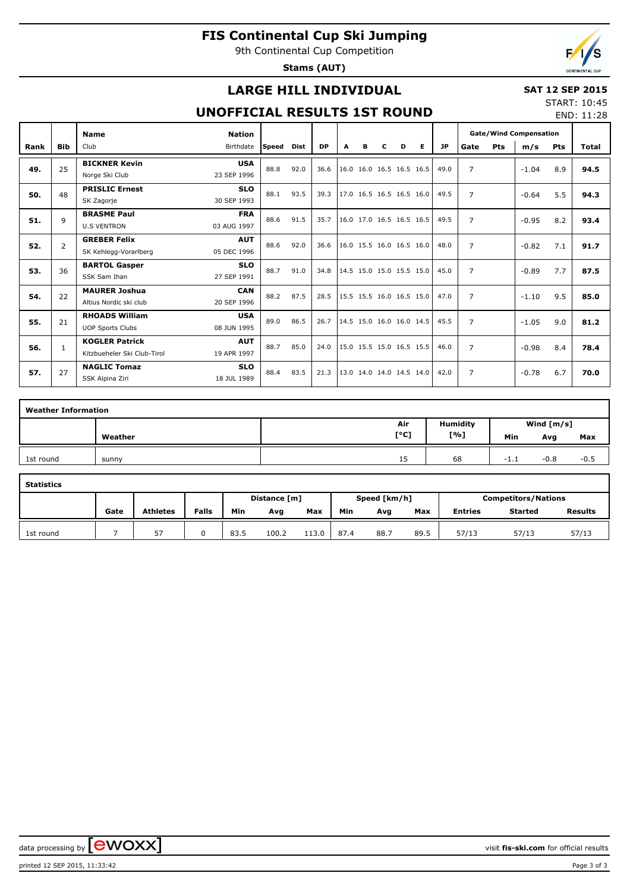# FIS Continental Cup Ski Jumping

9th Continental Cup Competition

**Stams (AUT)**

## LARGE HILL INDIVIDUAL

**SAT 12 SEP 2015**

START: 10:45

END: 11:28

## UNOFFICIAL RESULTS 1ST ROUND

| Rank | Bib | Name / Club | Nation / Birthdate | Speed | Dist | DP | A | B | C | D | E | JP | Gate | Pts | m/s | Pts | Total |
|---|---|---|---|---|---|---|---|---|---|---|---|---|---|---|---|---|---|
| | | | | | | | | | | | | | Gate/Wind Compensation | | | | |
| 49. | 25 | **BICKNER Kevin** Norge Ski Club | **USA** 23 SEP 1996 | 88.8 | 92.0 | 36.6 | 16.0 | 16.0 | 16.5 | 16.5 | 16.5 | 49.0 | 7 | | -1.04 | 8.9 | **94.5** |
| 50. | 48 | **PRISLIC Ernest** SK Zagorje | **SLO** 30 SEP 1993 | 88.1 | 93.5 | 39.3 | 17.0 | 16.5 | 16.5 | 16.5 | 16.0 | 49.5 | 7 | | -0.64 | 5.5 | **94.3** |
| 51. | 9 | **BRASME Paul** U.S VENTRON | **FRA** 03 AUG 1997 | 88.6 | 91.5 | 35.7 | 16.0 | 17.0 | 16.5 | 16.5 | 16.5 | 49.5 | 7 | | -0.95 | 8.2 | **93.4** |
| 52. | 2 | **GREBER Felix** SK Kehlegg-Vorarlberg | **AUT** 05 DEC 1996 | 88.6 | 92.0 | 36.6 | 16.0 | 15.5 | 16.0 | 16.5 | 16.0 | 48.0 | 7 | | -0.82 | 7.1 | **91.7** |
| 53. | 36 | **BARTOL Gasper** SSK Sam Ihan | **SLO** 27 SEP 1991 | 88.7 | 91.0 | 34.8 | 14.5 | 15.0 | 15.0 | 15.5 | 15.0 | 45.0 | 7 | | -0.89 | 7.7 | **87.5** |
| 54. | 22 | **MAURER Joshua** Altius Nordic ski club | **CAN** 20 SEP 1996 | 88.2 | 87.5 | 28.5 | 15.5 | 15.5 | 16.0 | 16.5 | 15.0 | 47.0 | 7 | | -1.10 | 9.5 | **85.0** |
| 55. | 21 | **RHOADS William** UOP Sports Clubs | **USA** 08 JUN 1995 | 89.0 | 86.5 | 26.7 | 14.5 | 15.0 | 16.0 | 16.0 | 14.5 | 45.5 | 7 | | -1.05 | 9.0 | **81.2** |
| 56. | 1 | **KOGLER Patrick** Kitzbueheler Ski Club-Tirol | **AUT** 19 APR 1997 | 88.7 | 85.0 | 24.0 | 15.0 | 15.5 | 15.0 | 16.5 | 15.5 | 46.0 | 7 | | -0.98 | 8.4 | **78.4** |
| 57. | 27 | **NAGLIC Tomaz** SSK Alpina Ziri | **SLO** 18 JUL 1989 | 88.4 | 83.5 | 21.3 | 13.0 | 14.0 | 14.0 | 14.5 | 14.0 | 42.0 | 7 | | -0.78 | 6.7 | **70.0** |

### Weather Information

| | Weather | Air [°C] | Humidity [%] | Wind [m/s] Min | Avg | Max |
|---|---|---|---|---|---|---|
| 1st round | sunny | 15 | 68 | -1.1 | -0.8 | -0.5 |

### Statistics

| | Gate | Athletes | Falls | Distance [m] Min | Avg | Max | Speed [km/h] Min | Avg | Max | Competitors/Nations Entries | Started | Results |
|---|---|---|---|---|---|---|---|---|---|---|---|---|
| 1st round | 7 | 57 | 0 | 83.5 | 100.2 | 113.0 | 87.4 | 88.7 | 89.5 | 57/13 | 57/13 | 57/13 |

data processing by ewoxx — visit **fis-ski.com** for official results

printed 12 SEP 2015, 11:33:42